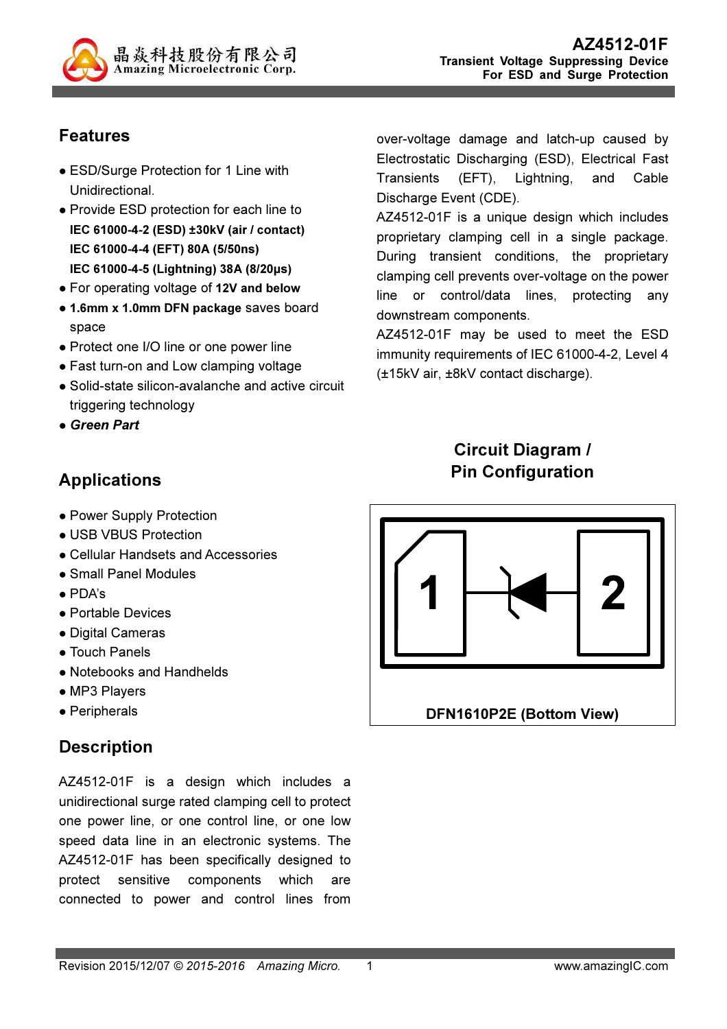# AZ4512-01F

**Transient Voltage Suppressing Device**
**For ESD and Surge Protection**

## Features

- ESD/Surge Protection for 1 Line with Unidirectional.
- Provide ESD protection for each line to
  **IEC 61000-4-2 (ESD) ±30kV (air / contact)**
  **IEC 61000-4-4 (EFT) 80A (5/50ns)**
  **IEC 61000-4-5 (Lightning) 38A (8/20μs)**
- For operating voltage of **12V and below**
- **1.6mm x 1.0mm DFN package** saves board space
- Protect one I/O line or one power line
- Fast turn-on and Low clamping voltage
- Solid-state silicon-avalanche and active circuit triggering technology
- ***Green Part***

## Applications

- Power Supply Protection
- USB VBUS Protection
- Cellular Handsets and Accessories
- Small Panel Modules
- PDA's
- Portable Devices
- Digital Cameras
- Touch Panels
- Notebooks and Handhelds
- MP3 Players
- Peripherals

## Description

AZ4512-01F is a design which includes a unidirectional surge rated clamping cell to protect one power line, or one control line, or one low speed data line in an electronic systems. The AZ4512-01F has been specifically designed to protect sensitive components which are connected to power and control lines from over-voltage damage and latch-up caused by Electrostatic Discharging (ESD), Electrical Fast Transients (EFT), Lightning, and Cable Discharge Event (CDE).

AZ4512-01F is a unique design which includes proprietary clamping cell in a single package. During transient conditions, the proprietary clamping cell prevents over-voltage on the power line or control/data lines, protecting any downstream components.

AZ4512-01F may be used to meet the ESD immunity requirements of IEC 61000-4-2, Level 4 (±15kV air, ±8kV contact discharge).

## Circuit Diagram / Pin Configuration

1 2

**DFN1610P2E (Bottom View)**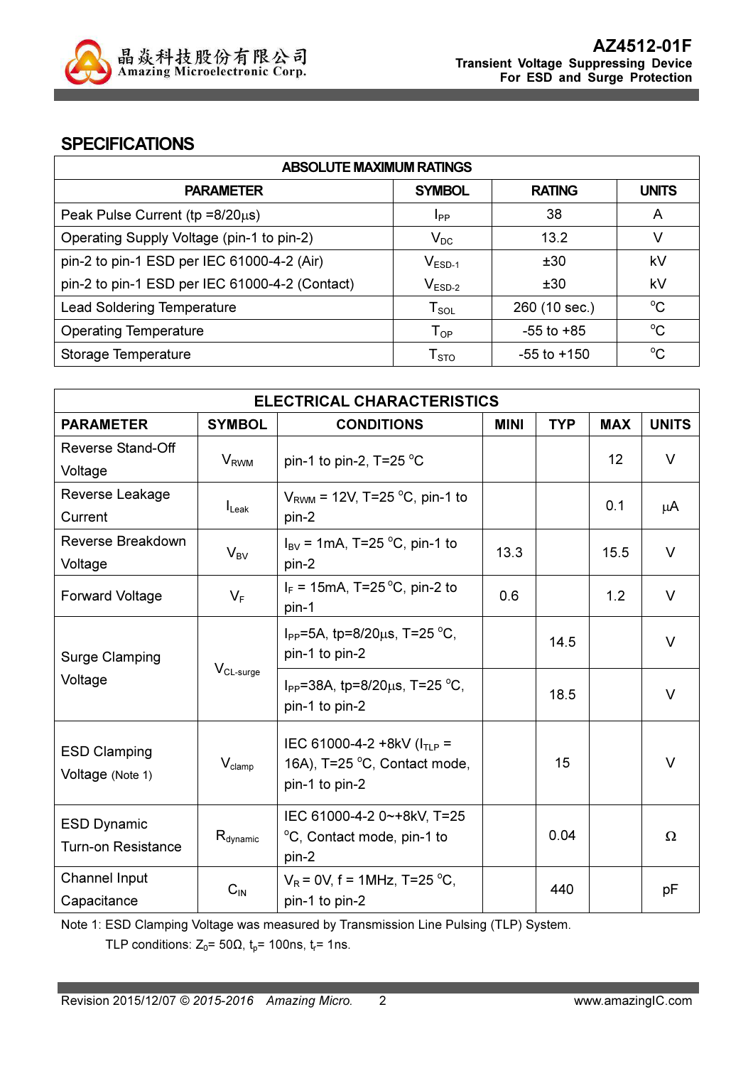## SPECIFICATIONS

| ABSOLUTE MAXIMUM RATINGS | | | |
|---|---|---|---|
| **PARAMETER** | **SYMBOL** | **RATING** | **UNITS** |
| Peak Pulse Current (tp =8/20μs) | $I_{PP}$ | 38 | A |
| Operating Supply Voltage (pin-1 to pin-2) | $V_{DC}$ | 13.2 | V |
| pin-2 to pin-1 ESD per IEC 61000-4-2 (Air) | $V_{ESD-1}$ | ±30 | kV |
| pin-2 to pin-1 ESD per IEC 61000-4-2 (Contact) | $V_{ESD-2}$ | ±30 | kV |
| Lead Soldering Temperature | $T_{SOL}$ | 260 (10 sec.) | °C |
| Operating Temperature | $T_{OP}$ | -55 to +85 | °C |
| Storage Temperature | $T_{STO}$ | -55 to +150 | °C |

| ELECTRICAL CHARACTERISTICS | | | | | | |
|---|---|---|---|---|---|---|
| **PARAMETER** | **SYMBOL** | **CONDITIONS** | **MINI** | **TYP** | **MAX** | **UNITS** |
| Reverse Stand-Off Voltage | $V_{RWM}$ | pin-1 to pin-2, T=25 °C | | | 12 | V |
| Reverse Leakage Current | $I_{Leak}$ | $V_{RWM}$ = 12V, T=25 °C, pin-1 to pin-2 | | | 0.1 | μA |
| Reverse Breakdown Voltage | $V_{BV}$ | $I_{BV}$ = 1mA, T=25 °C, pin-1 to pin-2 | 13.3 | | 15.5 | V |
| Forward Voltage | $V_F$ | $I_F$ = 15mA, T=25 °C, pin-2 to pin-1 | 0.6 | | 1.2 | V |
| Surge Clamping Voltage | $V_{CL-surge}$ | $I_{PP}$=5A, tp=8/20μs, T=25 °C, pin-1 to pin-2 | | 14.5 | | V |
| | | $I_{PP}$=38A, tp=8/20μs, T=25 °C, pin-1 to pin-2 | | 18.5 | | V |
| ESD Clamping Voltage (Note 1) | $V_{clamp}$ | IEC 61000-4-2 +8kV ($I_{TLP}$ = 16A), T=25 °C, Contact mode, pin-1 to pin-2 | | 15 | | V |
| ESD Dynamic Turn-on Resistance | $R_{dynamic}$ | IEC 61000-4-2 0~+8kV, T=25 °C, Contact mode, pin-1 to pin-2 | | 0.04 | | Ω |
| Channel Input Capacitance | $C_{IN}$ | $V_R$ = 0V, f = 1MHz, T=25 °C, pin-1 to pin-2 | | 440 | | pF |

Note 1: ESD Clamping Voltage was measured by Transmission Line Pulsing (TLP) System.
TLP conditions: $Z_0$= 50Ω, $t_p$= 100ns, $t_r$= 1ns.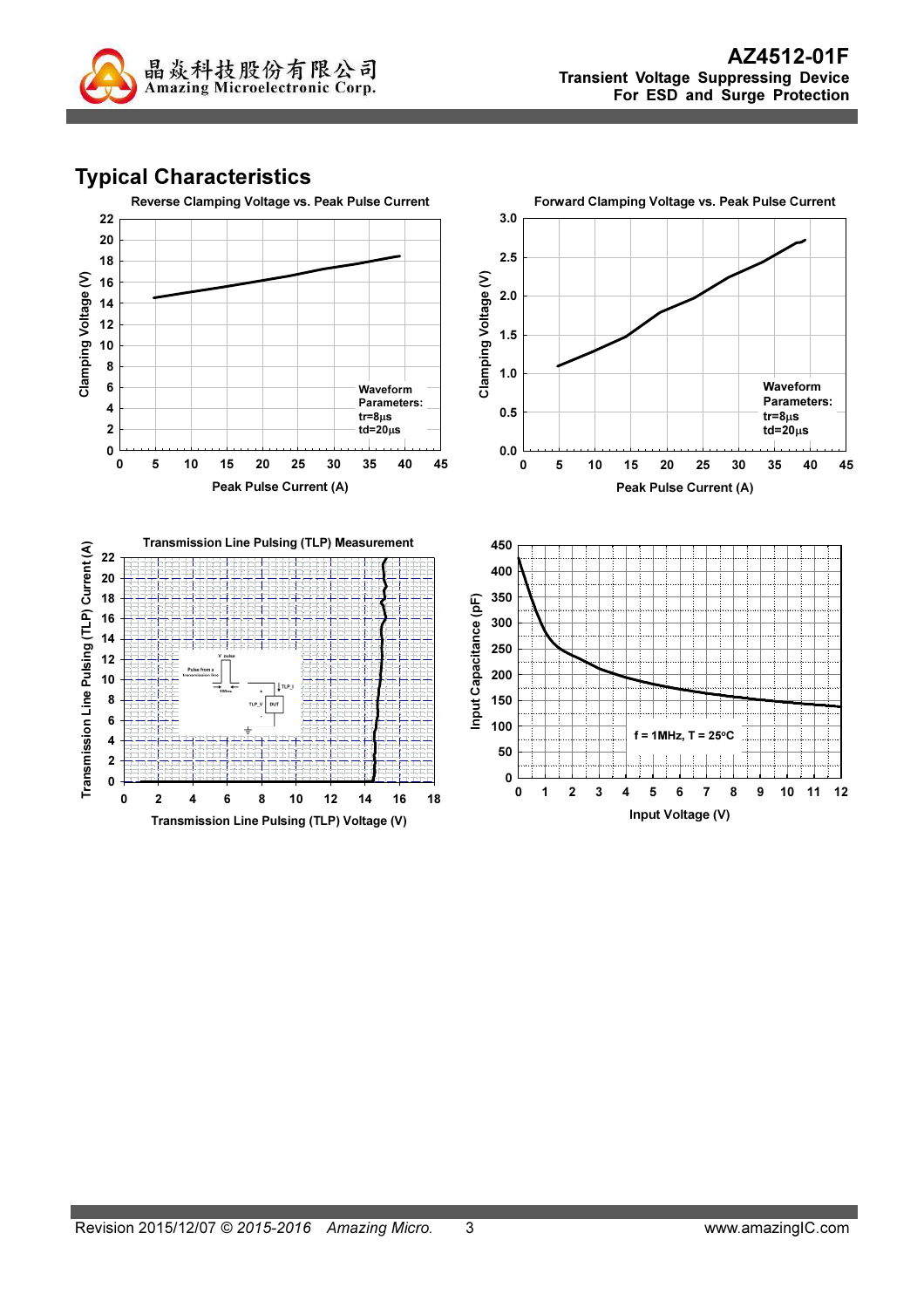## Typical Characteristics

**Reverse Clamping Voltage vs. Peak Pulse Current**

Clamping Voltage (V)

Waveform Parameters:
tr=8µs
td=20µs

Peak Pulse Current (A)

**Forward Clamping Voltage vs. Peak Pulse Current**

Clamping Voltage (V)

Waveform Parameters:
tr=8µs
td=20µs

Peak Pulse Current (A)

**Transmission Line Pulsing (TLP) Measurement**

Transmission Line Pulsing (TLP) Current (A)

Transmission Line Pulsing (TLP) Voltage (V)

Input Capacitance (pF)

f = 1MHz, T = 25°C

Input Voltage (V)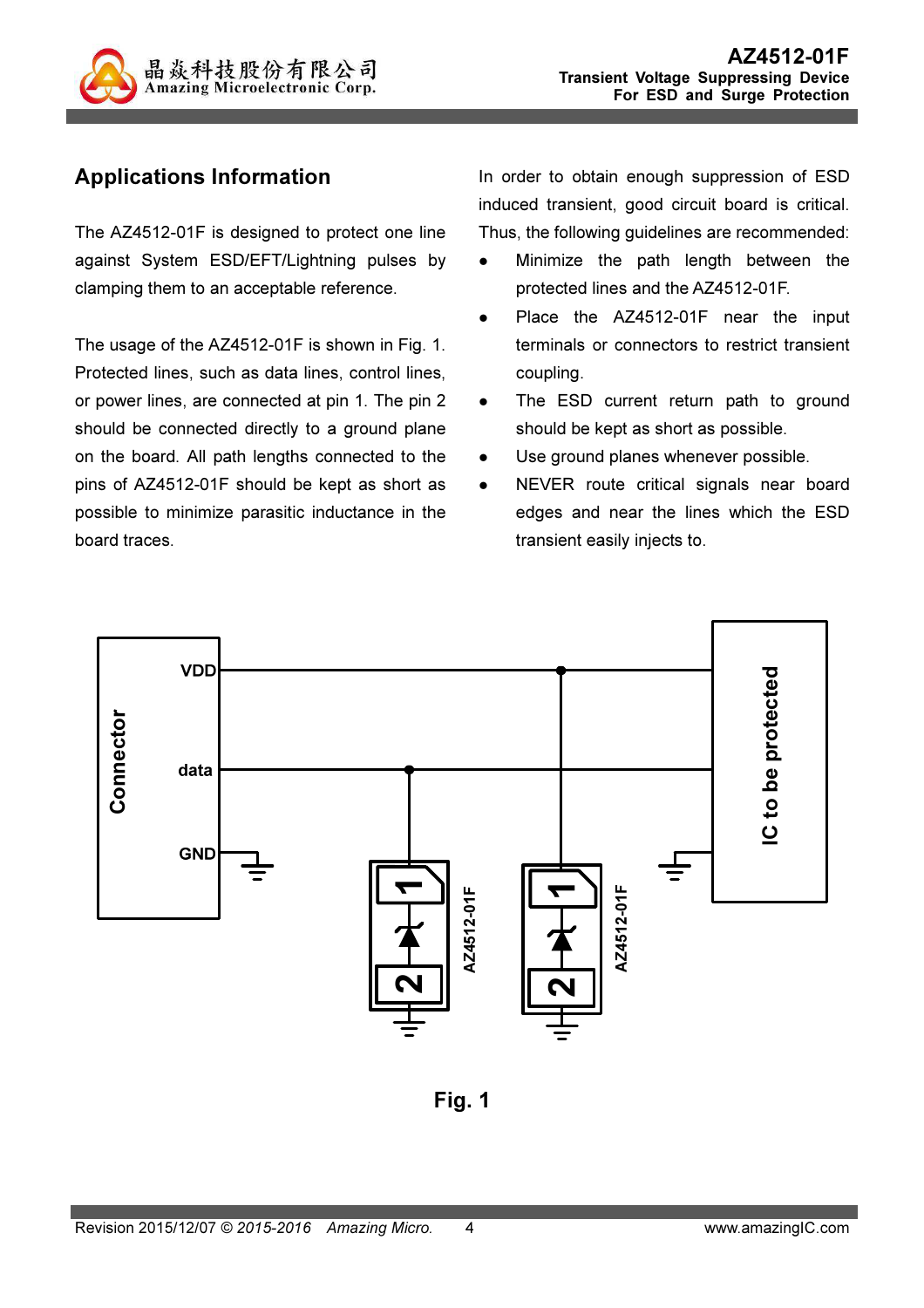## Applications Information

The AZ4512-01F is designed to protect one line against System ESD/EFT/Lightning pulses by clamping them to an acceptable reference.

The usage of the AZ4512-01F is shown in Fig. 1. Protected lines, such as data lines, control lines, or power lines, are connected at pin 1. The pin 2 should be connected directly to a ground plane on the board. All path lengths connected to the pins of AZ4512-01F should be kept as short as possible to minimize parasitic inductance in the board traces.

In order to obtain enough suppression of ESD induced transient, good circuit board is critical. Thus, the following guidelines are recommended:

- Minimize the path length between the protected lines and the AZ4512-01F.
- Place the AZ4512-01F near the input terminals or connectors to restrict transient coupling.
- The ESD current return path to ground should be kept as short as possible.
- Use ground planes whenever possible.
- NEVER route critical signals near board edges and near the lines which the ESD transient easily injects to.

Fig. 1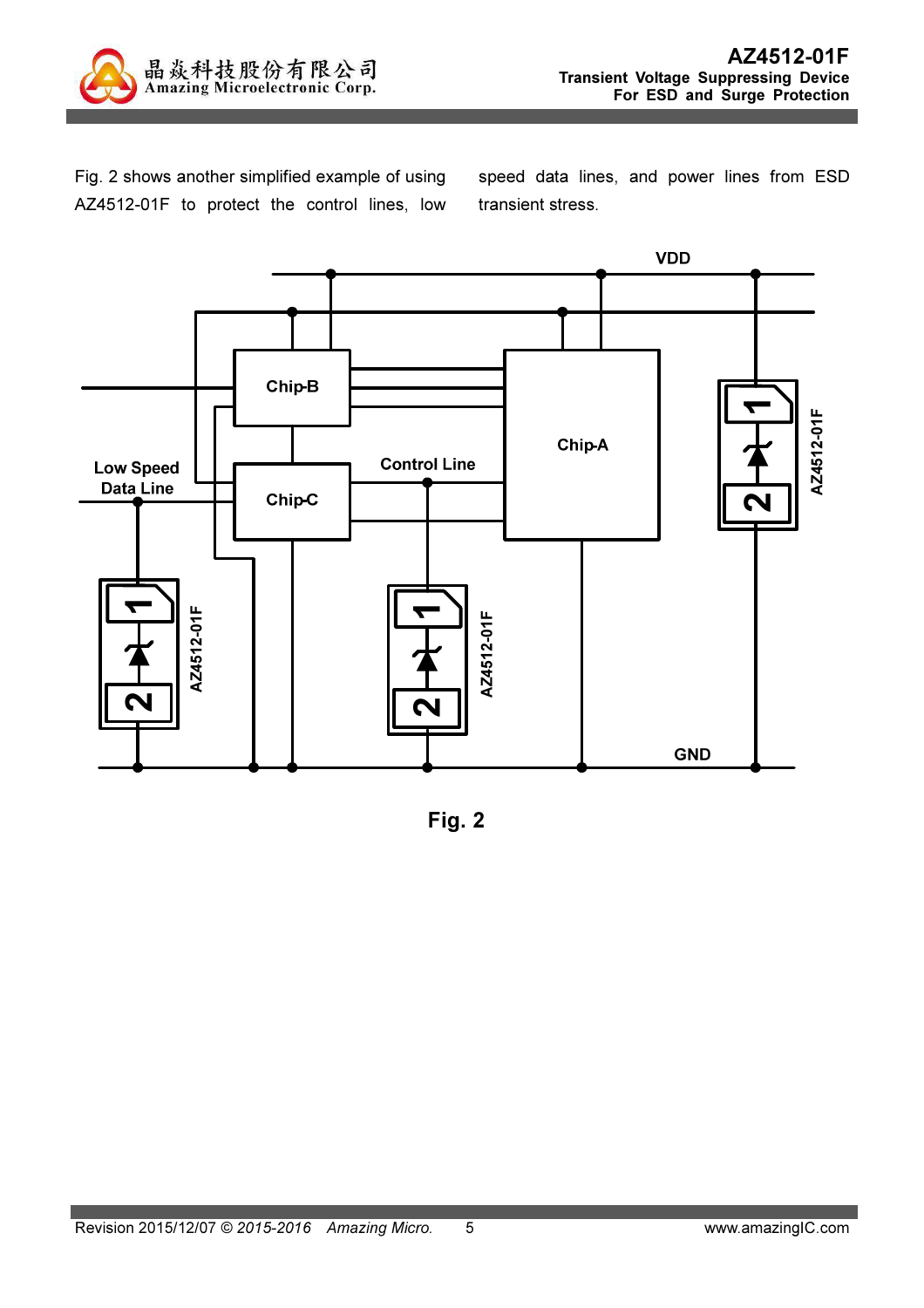Fig. 2 shows another simplified example of using AZ4512-01F to protect the control lines, low speed data lines, and power lines from ESD transient stress.

Fig. 2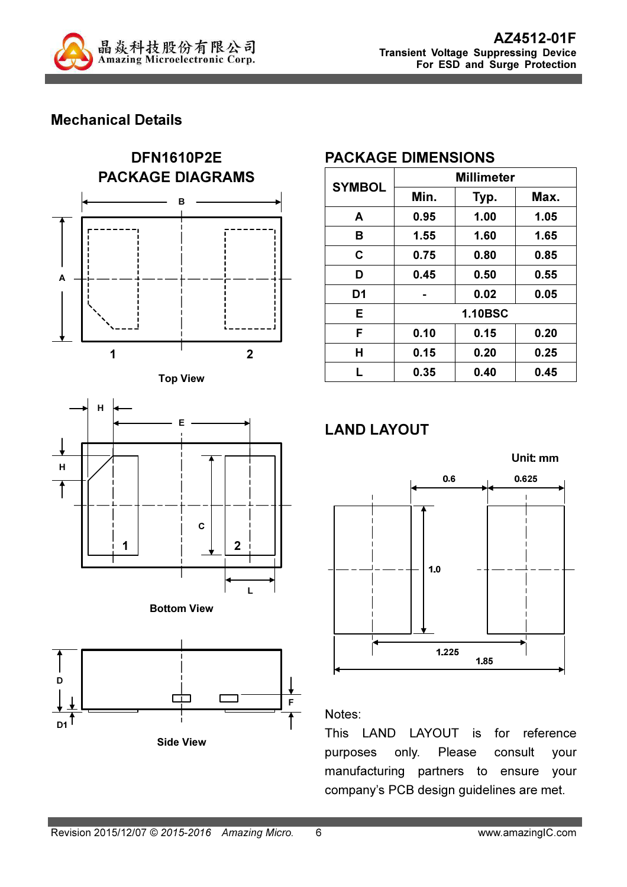## Mechanical Details

### DFN1610P2E PACKAGE DIAGRAMS

Top View

Bottom View

Side View

### PACKAGE DIMENSIONS

| SYMBOL | Millimeter | | |
|---|---|---|---|
| | Min. | Typ. | Max. |
| A | 0.95 | 1.00 | 1.05 |
| B | 1.55 | 1.60 | 1.65 |
| C | 0.75 | 0.80 | 0.85 |
| D | 0.45 | 0.50 | 0.55 |
| D1 | - | 0.02 | 0.05 |
| E | 1.10BSC | | |
| F | 0.10 | 0.15 | 0.20 |
| H | 0.15 | 0.20 | 0.25 |
| L | 0.35 | 0.40 | 0.45 |

### LAND LAYOUT

Unit: mm

Notes:

This LAND LAYOUT is for reference purposes only. Please consult your manufacturing partners to ensure your company's PCB design guidelines are met.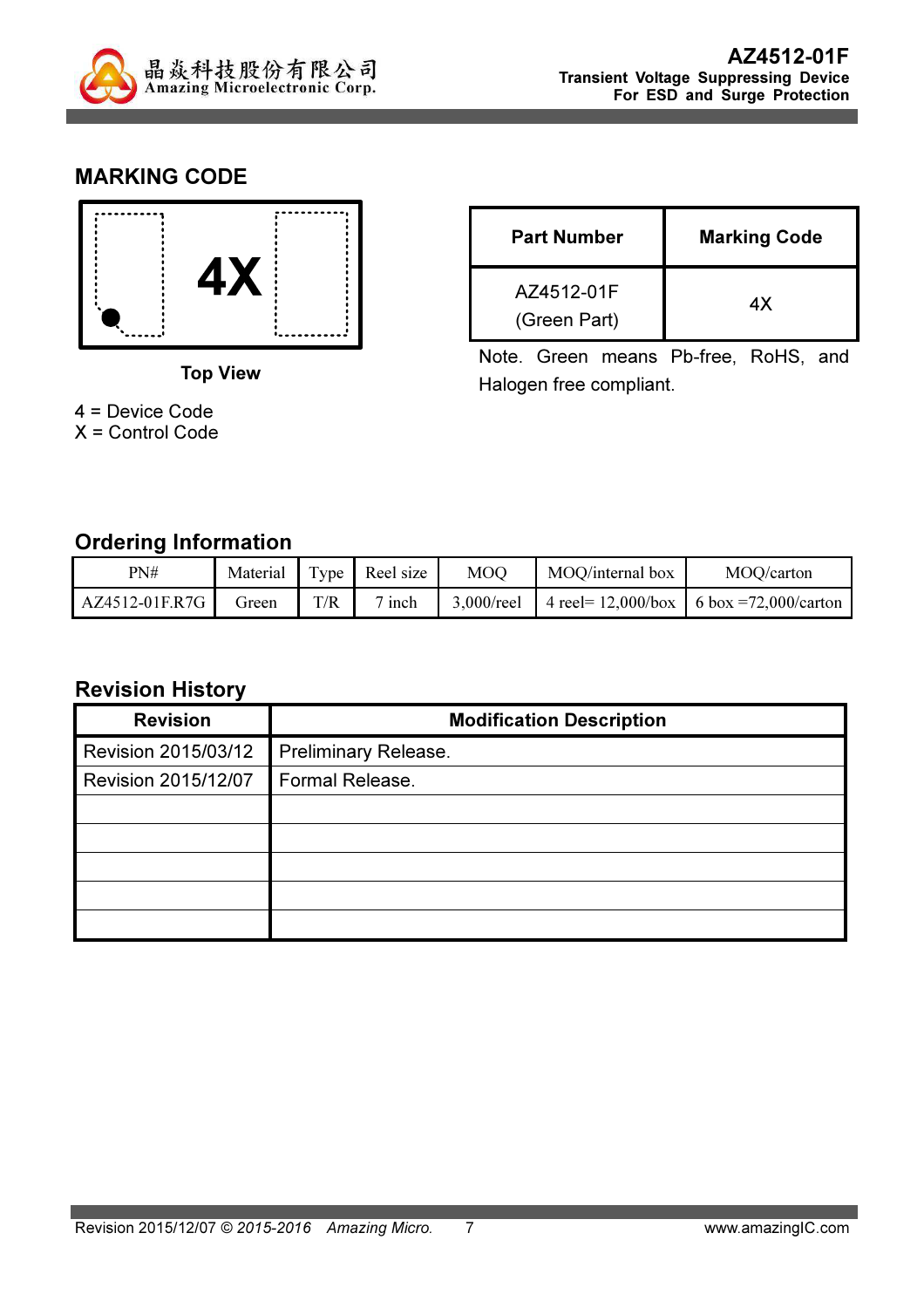## MARKING CODE

4X

**Top View**

4 = Device Code
X = Control Code

| Part Number | Marking Code |
|---|---|
| AZ4512-01F (Green Part) | 4X |

Note. Green means Pb-free, RoHS, and Halogen free compliant.

## Ordering Information

| PN# | Material | Type | Reel size | MOQ | MOQ/internal box | MOQ/carton |
|---|---|---|---|---|---|---|
| AZ4512-01F.R7G | Green | T/R | 7 inch | 3,000/reel | 4 reel= 12,000/box | 6 box =72,000/carton |

## Revision History

| Revision | Modification Description |
|---|---|
| Revision 2015/03/12 | Preliminary Release. |
| Revision 2015/12/07 | Formal Release. |
| | |
| | |
| | |
| | |
| | |